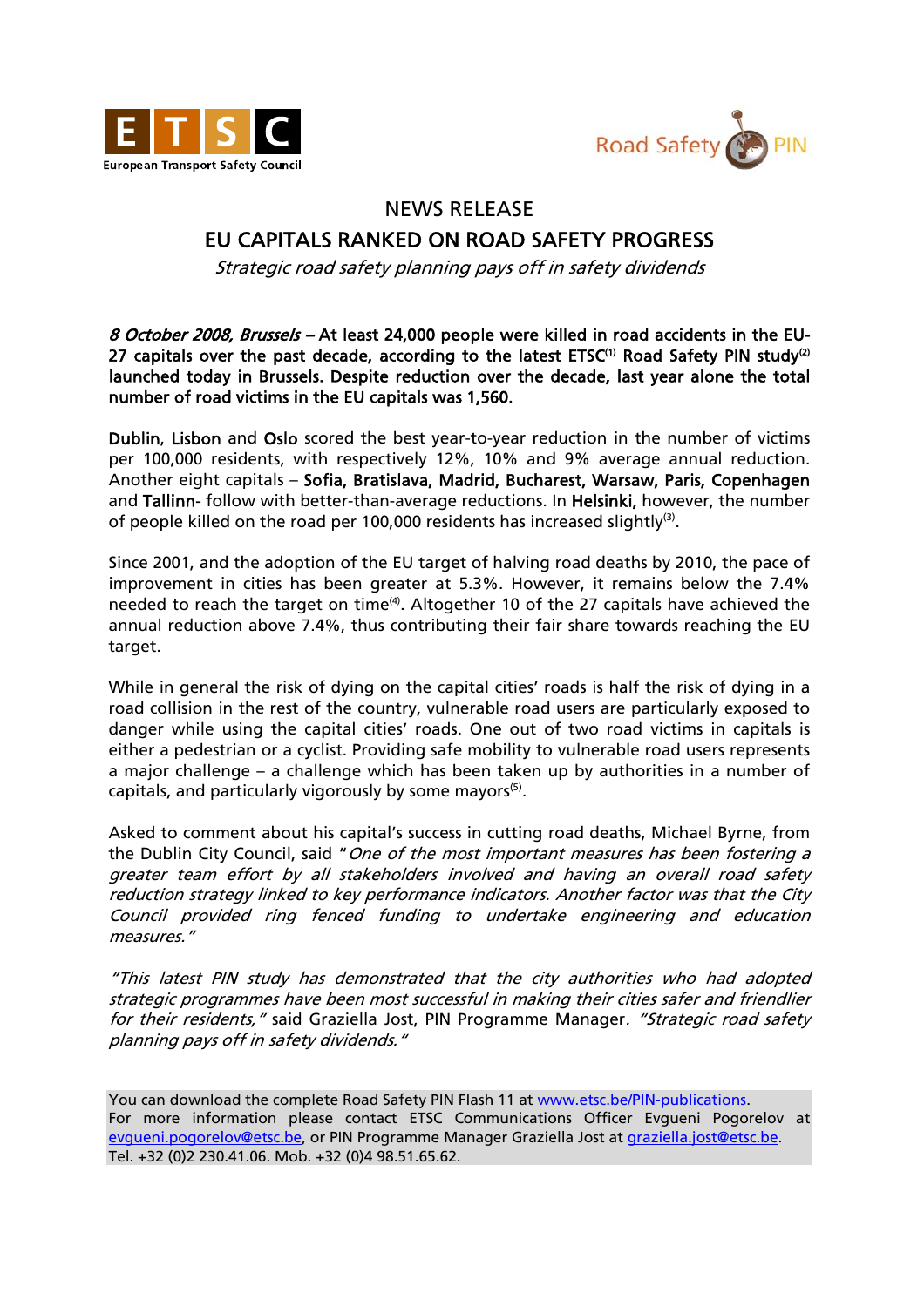European Transport Safety Council

Road Safety PIN

# NEWS RELEASE

## EU CAPITALS RANKED ON ROAD SAFETY PROGRESS

*Strategic road safety planning pays off in safety dividends*

***8 October 2008, Brussels*** **– At least 24,000 people were killed in road accidents in the EU-27 capitals over the past decade, according to the latest ETSC[1] Road Safety PIN study[2] launched today in Brussels. Despite reduction over the decade, last year alone the total number of road victims in the EU capitals was 1,560.**

**Dublin**, **Lisbon** and **Oslo** scored the best year-to-year reduction in the number of victims per 100,000 residents, with respectively 12%, 10% and 9% average annual reduction. Another eight capitals – **Sofia, Bratislava, Madrid, Bucharest, Warsaw, Paris, Copenhagen** and **Tallinn**- follow with better-than-average reductions. In **Helsinki,** however, the number of people killed on the road per 100,000 residents has increased slightly[3].

Since 2001, and the adoption of the EU target of halving road deaths by 2010, the pace of improvement in cities has been greater at 5.3%. However, it remains below the 7.4% needed to reach the target on time[4]. Altogether 10 of the 27 capitals have achieved the annual reduction above 7.4%, thus contributing their fair share towards reaching the EU target.

While in general the risk of dying on the capital cities' roads is half the risk of dying in a road collision in the rest of the country, vulnerable road users are particularly exposed to danger while using the capital cities' roads. One out of two road victims in capitals is either a pedestrian or a cyclist. Providing safe mobility to vulnerable road users represents a major challenge – a challenge which has been taken up by authorities in a number of capitals, and particularly vigorously by some mayors[5].

Asked to comment about his capital's success in cutting road deaths, Michael Byrne, from the Dublin City Council, said "*One of the most important measures has been fostering a greater team effort by all stakeholders involved and having an overall road safety reduction strategy linked to key performance indicators. Another factor was that the City Council provided ring fenced funding to undertake engineering and education measures.*"

*"This latest PIN study has demonstrated that the city authorities who had adopted strategic programmes have been most successful in making their cities safer and friendlier for their residents,"* said Graziella Jost, PIN Programme Manager*. "Strategic road safety planning pays off in safety dividends."*

You can download the complete Road Safety PIN Flash 11 at www.etsc.be/PIN-publications.
For more information please contact ETSC Communications Officer Evgueni Pogorelov at evgueni.pogorelov@etsc.be, or PIN Programme Manager Graziella Jost at graziella.jost@etsc.be.
Tel. +32 (0)2 230.41.06. Mob. +32 (0)4 98.51.65.62.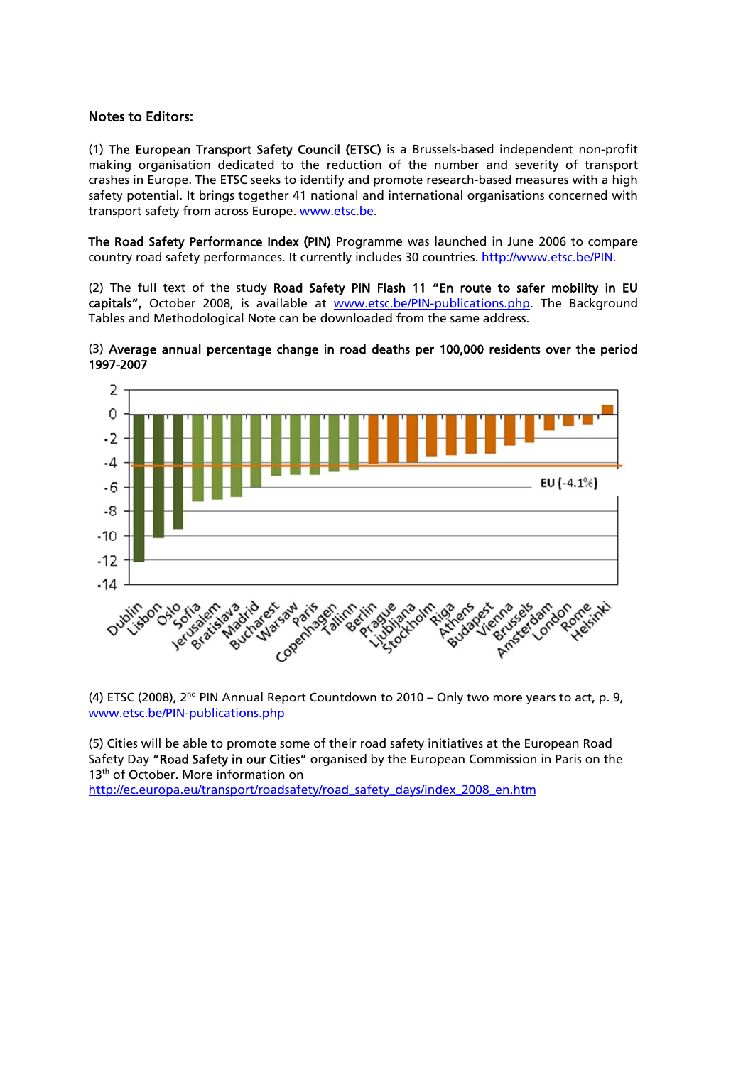Notes to Editors:

(1) **The European Transport Safety Council (ETSC)** is a Brussels-based independent non-profit making organisation dedicated to the reduction of the number and severity of transport crashes in Europe. The ETSC seeks to identify and promote research-based measures with a high safety potential. It brings together 41 national and international organisations concerned with transport safety from across Europe. [www.etsc.be.](http://www.etsc.be)

**The Road Safety Performance Index (PIN)** Programme was launched in June 2006 to compare country road safety performances. It currently includes 30 countries. [http://www.etsc.be/PIN.](http://www.etsc.be/PIN)

(2) The full text of the study **Road Safety PIN Flash 11 "En route to safer mobility in EU capitals"**, October 2008, is available at [www.etsc.be/PIN-publications.php](http://www.etsc.be/PIN-publications.php). The Background Tables and Methodological Note can be downloaded from the same address.

(3) **Average annual percentage change in road deaths per 100,000 residents over the period 1997-2007**

2
0
-2
-4
-6
-8
-10
-12
-14

EU (-4.1%)

Dublin, Lisbon, Oslo, Sofia, Jerusalem, Bratislava, Madrid, Bucharest, Warsaw, Paris, Copenhagen, Tallinn, Berlin, Prague, Ljubljana, Stockholm, Riga, Athens, Budapest, Vienna, Brussels, Amsterdam, London, Rome, Helsinki

(4) ETSC (2008), 2nd PIN Annual Report Countdown to 2010 – Only two more years to act, p. 9, [www.etsc.be/PIN-publications.php](http://www.etsc.be/PIN-publications.php)

(5) Cities will be able to promote some of their road safety initiatives at the European Road Safety Day "**Road Safety in our Cities**" organised by the European Commission in Paris on the 13th of October. More information on
[http://ec.europa.eu/transport/roadsafety/road_safety_days/index_2008_en.htm](http://ec.europa.eu/transport/roadsafety/road_safety_days/index_2008_en.htm)